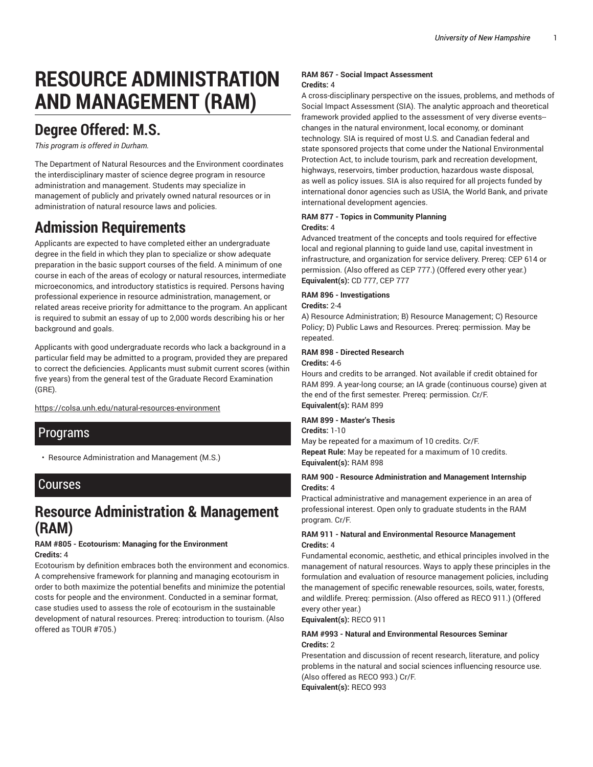# RESOURCE ADMINISTRATION AND MANAGEMENT (RAM)

## Degree Offered: M.S.

*This program is offered in Durham.*

The Department of Natural Resources and the Environment coordinates the interdisciplinary master of science degree program in resource administration and management. Students may specialize in management of publicly and privately owned natural resources or in administration of natural resource laws and policies.

## Admission Requirements

Applicants are expected to have completed either an undergraduate degree in the field in which they plan to specialize or show adequate preparation in the basic support courses of the field. A minimum of one course in each of the areas of ecology or natural resources, intermediate microeconomics, and introductory statistics is required. Persons having professional experience in resource administration, management, or related areas receive priority for admittance to the program. An applicant is required to submit an essay of up to 2,000 words describing his or her background and goals.

Applicants with good undergraduate records who lack a background in a particular field may be admitted to a program, provided they are prepared to correct the deficiencies. Applicants must submit current scores (within five years) from the general test of the Graduate Record Examination (GRE).

https://colsa.unh.edu/natural-resources-environment

## Programs

- Resource Administration and Management (M.S.)

## Courses

## Resource Administration & Management (RAM)

**RAM #805 - Ecotourism: Managing for the Environment**
**Credits:** 4
Ecotourism by definition embraces both the environment and economics. A comprehensive framework for planning and managing ecotourism in order to both maximize the potential benefits and minimize the potential costs for people and the environment. Conducted in a seminar format, case studies used to assess the role of ecotourism in the sustainable development of natural resources. Prereq: introduction to tourism. (Also offered as TOUR #705.)

**RAM 867 - Social Impact Assessment**
**Credits:** 4
A cross-disciplinary perspective on the issues, problems, and methods of Social Impact Assessment (SIA). The analytic approach and theoretical framework provided applied to the assessment of very diverse events--changes in the natural environment, local economy, or dominant technology. SIA is required of most U.S. and Canadian federal and state sponsored projects that come under the National Environmental Protection Act, to include tourism, park and recreation development, highways, reservoirs, timber production, hazardous waste disposal, as well as policy issues. SIA is also required for all projects funded by international donor agencies such as USIA, the World Bank, and private international development agencies.

**RAM 877 - Topics in Community Planning**
**Credits:** 4
Advanced treatment of the concepts and tools required for effective local and regional planning to guide land use, capital investment in infrastructure, and organization for service delivery. Prereq: CEP 614 or permission. (Also offered as CEP 777.) (Offered every other year.)
**Equivalent(s):** CD 777, CEP 777

**RAM 896 - Investigations**
**Credits:** 2-4
A) Resource Administration; B) Resource Management; C) Resource Policy; D) Public Laws and Resources. Prereq: permission. May be repeated.

**RAM 898 - Directed Research**
**Credits:** 4-6
Hours and credits to be arranged. Not available if credit obtained for RAM 899. A year-long course; an IA grade (continuous course) given at the end of the first semester. Prereq: permission. Cr/F.
**Equivalent(s):** RAM 899

**RAM 899 - Master's Thesis**
**Credits:** 1-10
May be repeated for a maximum of 10 credits. Cr/F.
**Repeat Rule:** May be repeated for a maximum of 10 credits.
**Equivalent(s):** RAM 898

**RAM 900 - Resource Administration and Management Internship**
**Credits:** 4
Practical administrative and management experience in an area of professional interest. Open only to graduate students in the RAM program. Cr/F.

**RAM 911 - Natural and Environmental Resource Management**
**Credits:** 4
Fundamental economic, aesthetic, and ethical principles involved in the management of natural resources. Ways to apply these principles in the formulation and evaluation of resource management policies, including the management of specific renewable resources, soils, water, forests, and wildlife. Prereq: permission. (Also offered as RECO 911.) (Offered every other year.)
**Equivalent(s):** RECO 911

**RAM #993 - Natural and Environmental Resources Seminar**
**Credits:** 2
Presentation and discussion of recent research, literature, and policy problems in the natural and social sciences influencing resource use. (Also offered as RECO 993.) Cr/F.
**Equivalent(s):** RECO 993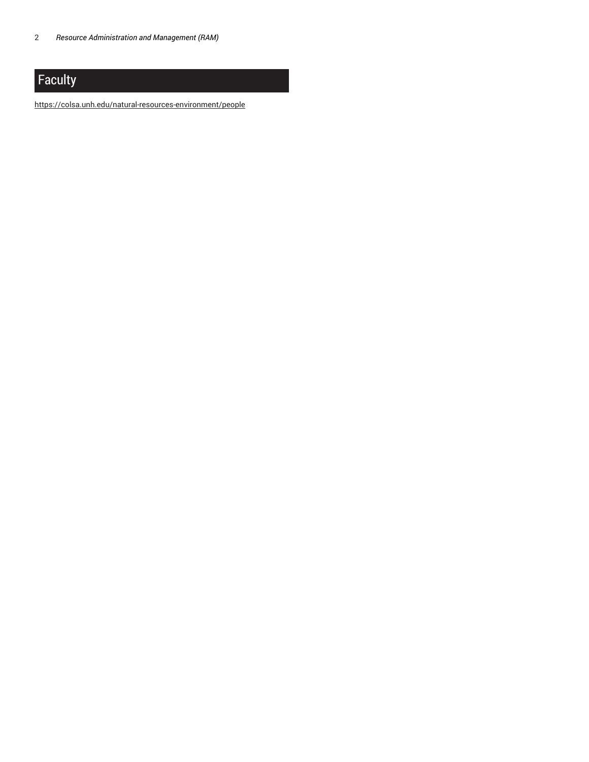# Faculty

https://colsa.unh.edu/natural-resources-environment/people